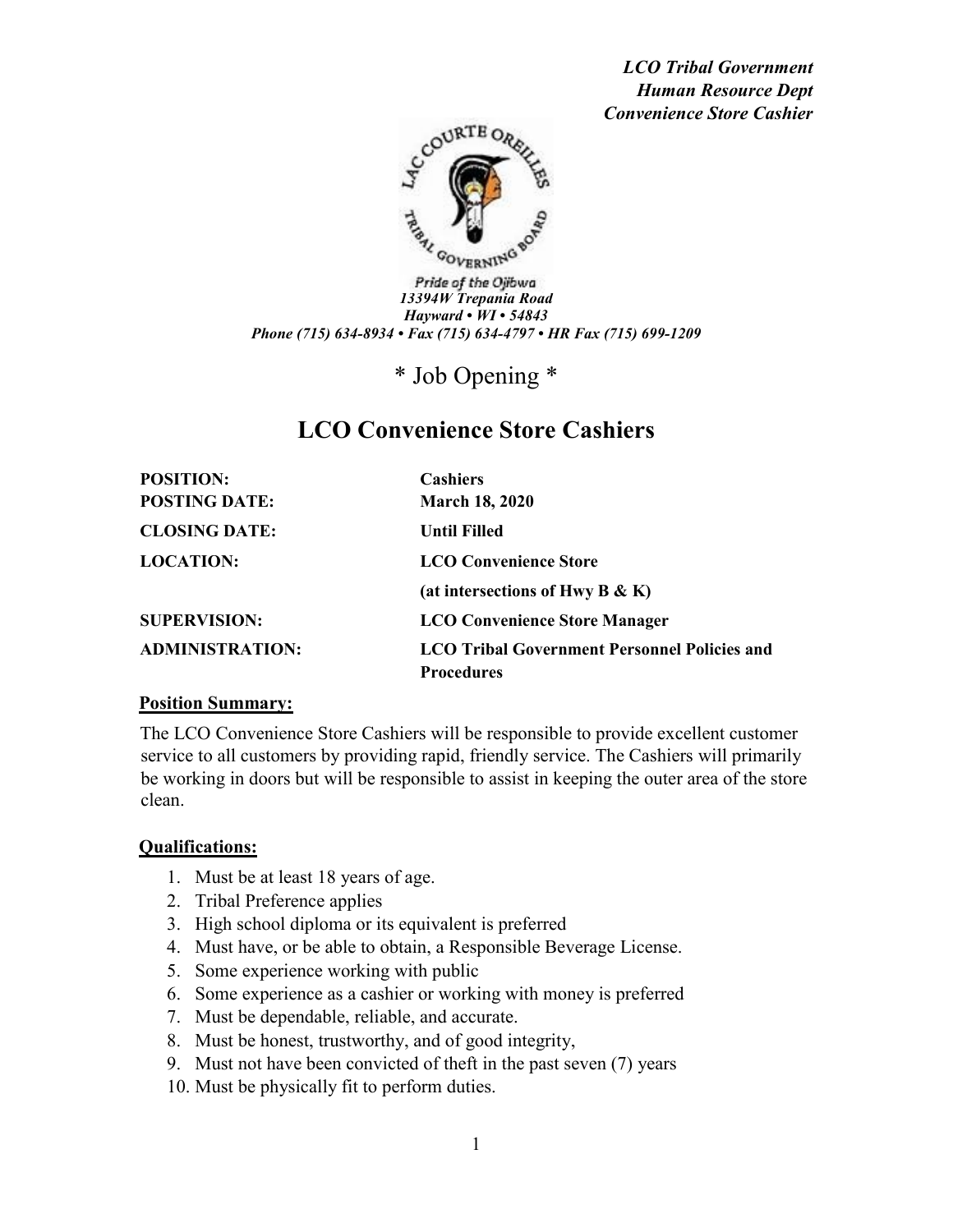*LCO Tribal Government*
*Human Resource Dept*
*Convenience Store Cashier*

*Pride of the Ojibwa*
*13394W Trepania Road*
*Hayward • WI • 54843*
*Phone (715) 634-8934 • Fax (715) 634-4797 • HR Fax (715) 699-1209*

# * Job Opening *

# LCO Convenience Store Cashiers

| | |
|---|---|
| **POSITION:** | **Cashiers** |
| **POSTING DATE:** | **March 18, 2020** |
| **CLOSING DATE:** | **Until Filled** |
| **LOCATION:** | **LCO Convenience Store** |
| | **(at intersections of Hwy B & K)** |
| **SUPERVISION:** | **LCO Convenience Store Manager** |
| **ADMINISTRATION:** | **LCO Tribal Government Personnel Policies and Procedures** |

## Position Summary:

The LCO Convenience Store Cashiers will be responsible to provide excellent customer service to all customers by providing rapid, friendly service. The Cashiers will primarily be working in doors but will be responsible to assist in keeping the outer area of the store clean.

## Qualifications:

1. Must be at least 18 years of age.
2. Tribal Preference applies
3. High school diploma or its equivalent is preferred
4. Must have, or be able to obtain, a Responsible Beverage License.
5. Some experience working with public
6. Some experience as a cashier or working with money is preferred
7. Must be dependable, reliable, and accurate.
8. Must be honest, trustworthy, and of good integrity,
9. Must not have been convicted of theft in the past seven (7) years
10. Must be physically fit to perform duties.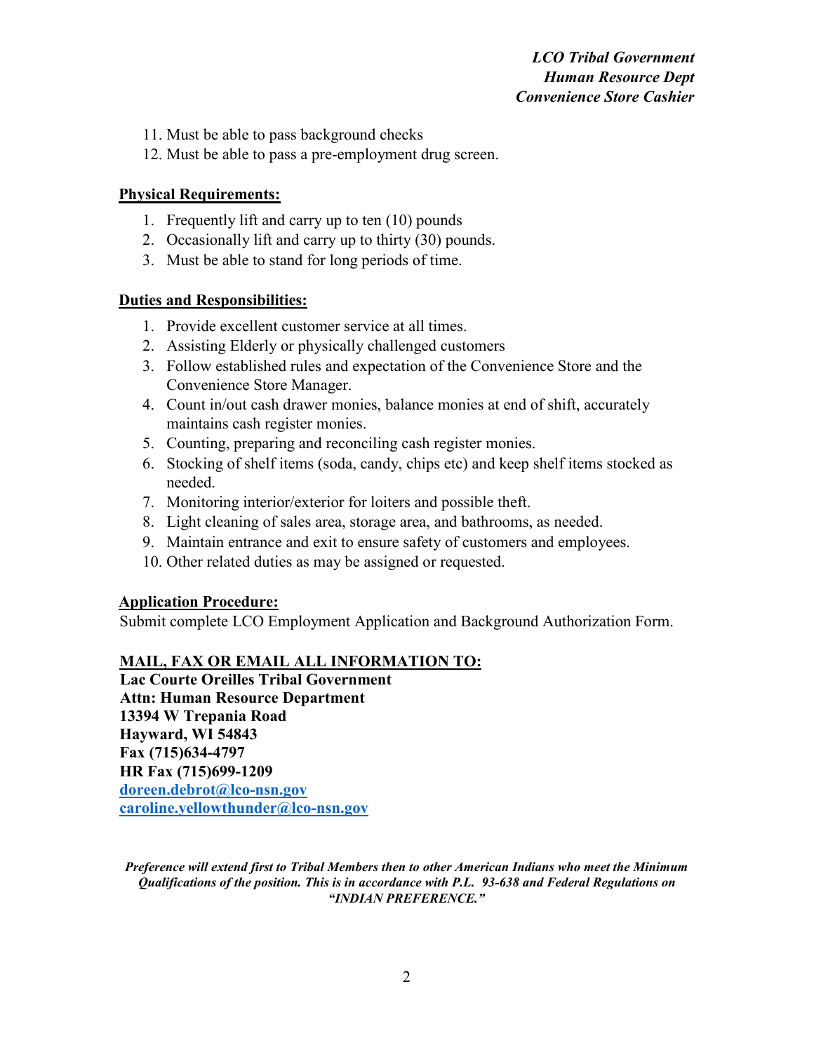11. Must be able to pass background checks
12. Must be able to pass a pre-employment drug screen.

## Physical Requirements:

1. Frequently lift and carry up to ten (10) pounds
2. Occasionally lift and carry up to thirty (30) pounds.
3. Must be able to stand for long periods of time.

## Duties and Responsibilities:

1. Provide excellent customer service at all times.
2. Assisting Elderly or physically challenged customers
3. Follow established rules and expectation of the Convenience Store and the Convenience Store Manager.
4. Count in/out cash drawer monies, balance monies at end of shift, accurately maintains cash register monies.
5. Counting, preparing and reconciling cash register monies.
6. Stocking of shelf items (soda, candy, chips etc) and keep shelf items stocked as needed.
7. Monitoring interior/exterior for loiters and possible theft.
8. Light cleaning of sales area, storage area, and bathrooms, as needed.
9. Maintain entrance and exit to ensure safety of customers and employees.
10. Other related duties as may be assigned or requested.

## Application Procedure:

Submit complete LCO Employment Application and Background Authorization Form.

## MAIL, FAX OR EMAIL ALL INFORMATION TO:

**Lac Courte Oreilles Tribal Government**
**Attn: Human Resource Department**
**13394 W Trepania Road**
**Hayward, WI 54843**
**Fax (715)634-4797**
**HR Fax (715)699-1209**
**doreen.debrot@lco-nsn.gov**
**caroline.yellowthunder@lco-nsn.gov**

***Preference will extend first to Tribal Members then to other American Indians who meet the Minimum Qualifications of the position. This is in accordance with P.L. 93-638 and Federal Regulations on "INDIAN PREFERENCE."***